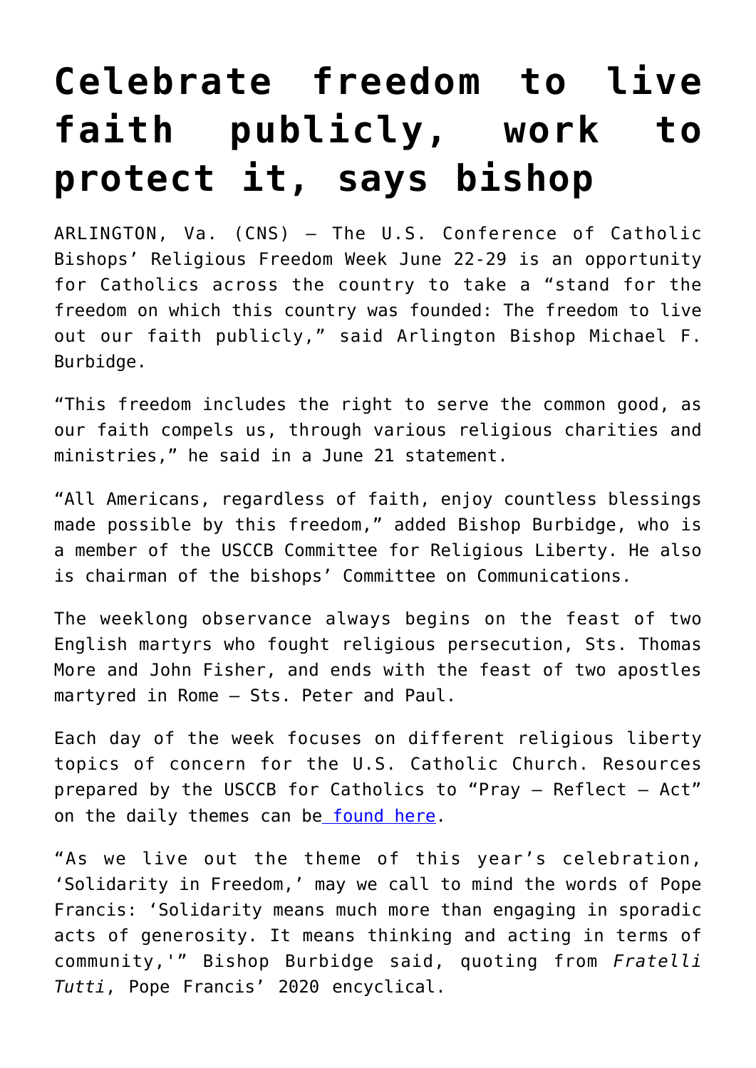# Celebrate freedom to live faith publicly, work to protect it, says bishop

ARLINGTON, Va. (CNS) — The U.S. Conference of Catholic Bishops' Religious Freedom Week June 22-29 is an opportunity for Catholics across the country to take a "stand for the freedom on which this country was founded: The freedom to live out our faith publicly," said Arlington Bishop Michael F. Burbidge.

"This freedom includes the right to serve the common good, as our faith compels us, through various religious charities and ministries," he said in a June 21 statement.

"All Americans, regardless of faith, enjoy countless blessings made possible by this freedom," added Bishop Burbidge, who is a member of the USCCB Committee for Religious Liberty. He also is chairman of the bishops' Committee on Communications.

The weeklong observance always begins on the feast of two English martyrs who fought religious persecution, Sts. Thomas More and John Fisher, and ends with the feast of two apostles martyred in Rome — Sts. Peter and Paul.

Each day of the week focuses on different religious liberty topics of concern for the U.S. Catholic Church. Resources prepared by the USCCB for Catholics to "Pray — Reflect — Act" on the daily themes can be found here.

"As we live out the theme of this year's celebration, 'Solidarity in Freedom,' may we call to mind the words of Pope Francis: 'Solidarity means much more than engaging in sporadic acts of generosity. It means thinking and acting in terms of community,'" Bishop Burbidge said, quoting from *Fratelli Tutti*, Pope Francis' 2020 encyclical.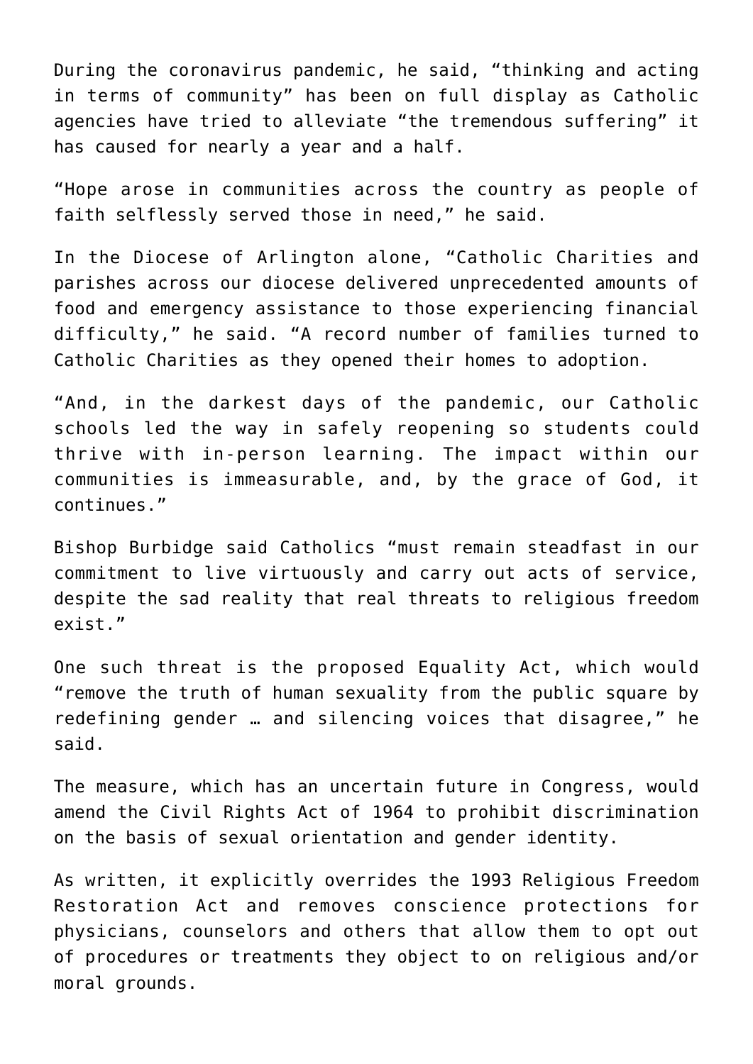During the coronavirus pandemic, he said, “thinking and acting in terms of community” has been on full display as Catholic agencies have tried to alleviate “the tremendous suffering” it has caused for nearly a year and a half.

“Hope arose in communities across the country as people of faith selflessly served those in need,” he said.

In the Diocese of Arlington alone, “Catholic Charities and parishes across our diocese delivered unprecedented amounts of food and emergency assistance to those experiencing financial difficulty,” he said. “A record number of families turned to Catholic Charities as they opened their homes to adoption.

“And, in the darkest days of the pandemic, our Catholic schools led the way in safely reopening so students could thrive with in-person learning. The impact within our communities is immeasurable, and, by the grace of God, it continues.”

Bishop Burbidge said Catholics “must remain steadfast in our commitment to live virtuously and carry out acts of service, despite the sad reality that real threats to religious freedom exist.”

One such threat is the proposed Equality Act, which would “remove the truth of human sexuality from the public square by redefining gender … and silencing voices that disagree,” he said.

The measure, which has an uncertain future in Congress, would amend the Civil Rights Act of 1964 to prohibit discrimination on the basis of sexual orientation and gender identity.

As written, it explicitly overrides the 1993 Religious Freedom Restoration Act and removes conscience protections for physicians, counselors and others that allow them to opt out of procedures or treatments they object to on religious and/or moral grounds.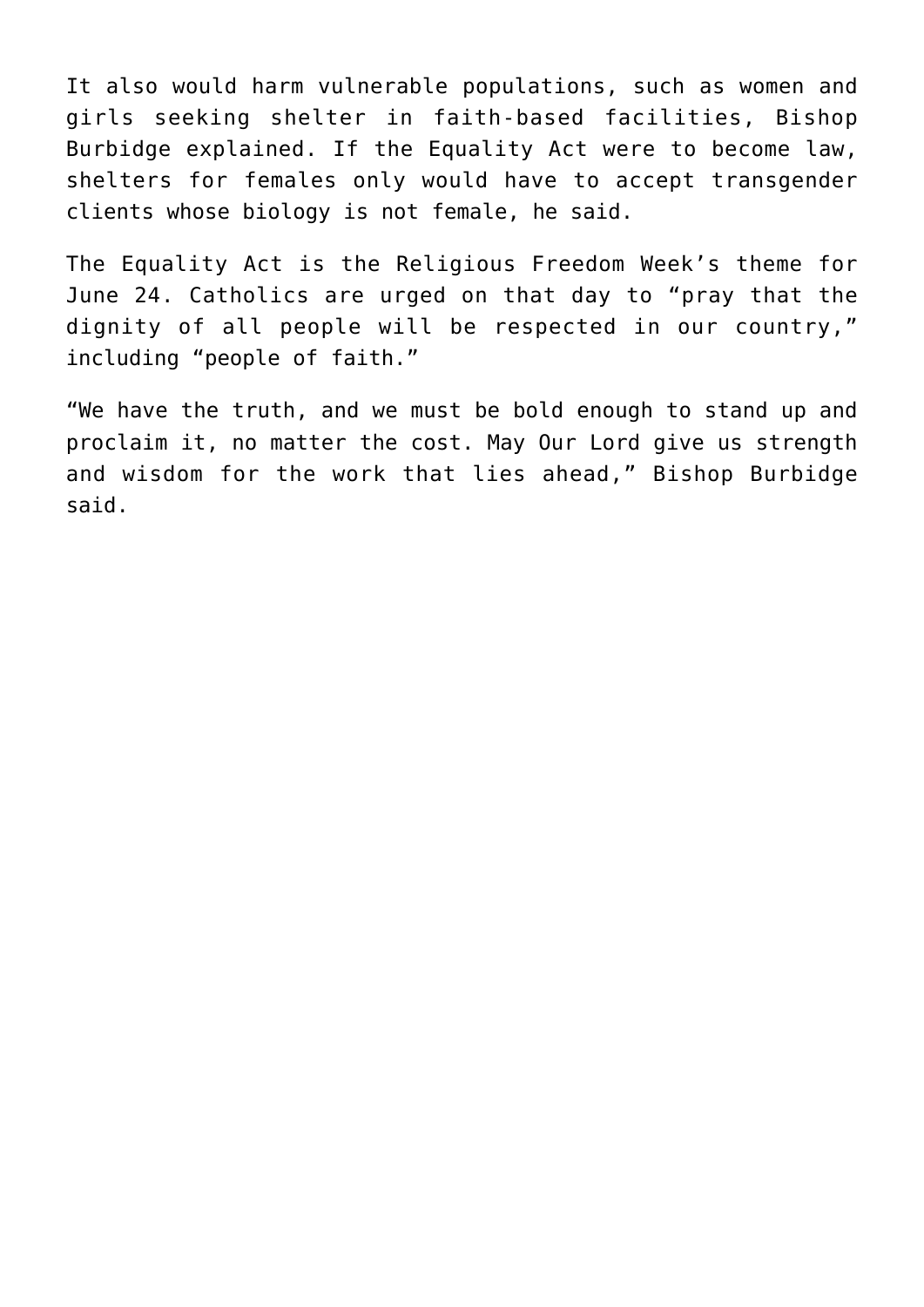It also would harm vulnerable populations, such as women and girls seeking shelter in faith-based facilities, Bishop Burbidge explained. If the Equality Act were to become law, shelters for females only would have to accept transgender clients whose biology is not female, he said.

The Equality Act is the Religious Freedom Week's theme for June 24. Catholics are urged on that day to "pray that the dignity of all people will be respected in our country," including "people of faith."

"We have the truth, and we must be bold enough to stand up and proclaim it, no matter the cost. May Our Lord give us strength and wisdom for the work that lies ahead," Bishop Burbidge said.